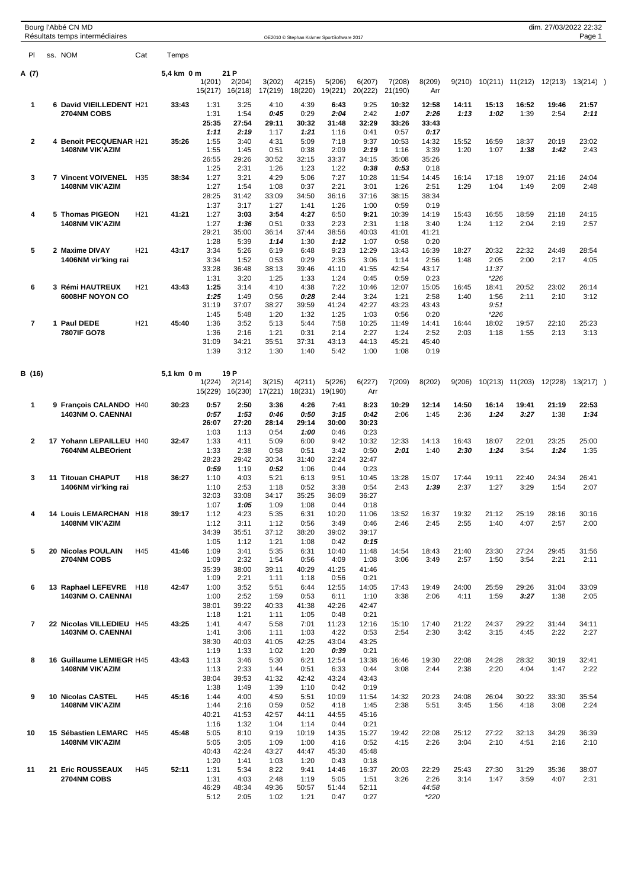Bourg l'Abbé CN MD

Résultats temps intermédiaires

dim. 27/03/2022 22:32

OE2010 © Stephan Krämer SportSoftware 2017

## A (7) — 5,4 km 0 m 21 P

| Pl | ss. | NOM | Cat | Temps | 1(201) 15(217) | 2(204) 16(218) | 3(202) 17(219) | 4(215) 18(220) | 5(206) 19(221) | 6(207) 20(222) | 7(208) 21(190) | 8(209) Arr | 9(210) | 10(211) | 11(212) | 12(213) | 13(214) |
|---|---|---|---|---|---|---|---|---|---|---|---|---|---|---|---|---|---|
| 1 | 6 | David VIEILLEDENT 2704NM COBS | H21 | 33:43 | 1:31 | 3:25 | 4:10 | 4:39 | 6:43 | 9:25 | 10:32 | 12:58 | 14:11 | 15:13 | 16:52 | 19:46 | 21:57 |
| | | | | | 1:31 | 1:54 | 0:45 | 0:29 | 2:04 | 2:42 | 1:07 | 2:26 | 1:13 | 1:02 | 1:39 | 2:54 | 2:11 |
| | | | | | 25:35 | 27:54 | 29:11 | 30:32 | 31:48 | 32:29 | 33:26 | 33:43 | | | | | |
| | | | | | 1:11 | 2:19 | 1:17 | 1:21 | 1:16 | 0:41 | 0:57 | 0:17 | | | | | |
| 2 | 4 | Benoit PECQUENAR 1408NM VIK'AZIM | H21 | 35:26 | 1:55 | 3:40 | 4:31 | 5:09 | 7:18 | 9:37 | 10:53 | 14:32 | 15:52 | 16:59 | 18:37 | 20:19 | 23:02 |
| | | | | | 1:55 | 1:45 | 0:51 | 0:38 | 2:09 | 2:19 | 1:16 | 3:39 | 1:20 | 1:07 | 1:38 | 1:42 | 2:43 |
| | | | | | 26:55 | 29:26 | 30:52 | 32:15 | 33:37 | 34:15 | 35:08 | 35:26 | | | | | |
| | | | | | 1:25 | 2:31 | 1:26 | 1:23 | 1:22 | 0:38 | 0:53 | 0:18 | | | | | |
| 3 | 7 | Vincent VOIVENEL 1408NM VIK'AZIM | H35 | 38:34 | 1:27 | 3:21 | 4:29 | 5:06 | 7:27 | 10:28 | 11:54 | 14:45 | 16:14 | 17:18 | 19:07 | 21:16 | 24:04 |
| | | | | | 1:27 | 1:54 | 1:08 | 0:37 | 2:21 | 3:01 | 1:26 | 2:51 | 1:29 | 1:04 | 1:49 | 2:09 | 2:48 |
| | | | | | 28:25 | 31:42 | 33:09 | 34:50 | 36:16 | 37:16 | 38:15 | 38:34 | | | | | |
| | | | | | 1:37 | 3:17 | 1:27 | 1:41 | 1:26 | 1:00 | 0:59 | 0:19 | | | | | |
| 4 | 5 | Thomas PIGEON 1408NM VIK'AZIM | H21 | 41:21 | 1:27 | 3:03 | 3:54 | 4:27 | 6:50 | 9:21 | 10:39 | 14:19 | 15:43 | 16:55 | 18:59 | 21:18 | 24:15 |
| | | | | | 1:27 | 1:36 | 0:51 | 0:33 | 2:23 | 2:31 | 1:18 | 3:40 | 1:24 | 1:12 | 2:04 | 2:19 | 2:57 |
| | | | | | 29:21 | 35:00 | 36:14 | 37:44 | 38:56 | 40:03 | 41:01 | 41:21 | | | | | |
| | | | | | 1:28 | 5:39 | 1:14 | 1:30 | 1:12 | 1:07 | 0:58 | 0:20 | | | | | |
| 5 | 2 | Maxime DIVAY 1406NM vir'king rai | H21 | 43:17 | 3:34 | 5:26 | 6:19 | 6:48 | 9:23 | 12:29 | 13:43 | 16:39 | 18:27 | 20:32 | 22:32 | 24:49 | 28:54 |
| | | | | | 3:34 | 1:52 | 0:53 | 0:29 | 2:35 | 3:06 | 1:14 | 2:56 | 1:48 | 2:05 | 2:00 | 2:17 | 4:05 |
| | | | | | 33:28 | 36:48 | 38:13 | 39:46 | 41:10 | 41:55 | 42:54 | 43:17 | | | | | |
| | | | | | 1:31 | 3:20 | 1:25 | 1:33 | 1:24 | 0:45 | 0:59 | 0:23 | | *226 | | | |
| 6 | 3 | Rémi HAUTREUX 6008HF NOYON CO | H21 | 43:43 | 1:25 | 3:14 | 4:10 | 4:38 | 7:22 | 10:46 | 12:07 | 15:05 | 16:45 | 18:41 | 20:52 | 23:02 | 26:14 |
| | | | | | 1:25 | 1:49 | 0:56 | 0:28 | 2:44 | 3:24 | 1:21 | 2:58 | 1:40 | 1:56 | 2:11 | 2:10 | 3:12 |
| | | | | | 31:19 | 37:07 | 38:27 | 39:59 | 41:24 | 42:27 | 43:23 | 43:43 | | 11:37 | | | |
| | | | | | 1:45 | 5:48 | 1:20 | 1:32 | 1:25 | 1:03 | 0:56 | 0:20 | | *226 | | | |
| 7 | 1 | Paul DEDE 7807IF GO78 | H21 | 45:40 | 1:36 | 3:52 | 5:13 | 5:44 | 7:58 | 10:25 | 11:49 | 14:41 | 16:44 | 18:02 | 19:57 | 22:10 | 25:23 |
| | | | | | 1:36 | 2:16 | 1:21 | 0:31 | 2:14 | 2:27 | 1:24 | 2:52 | 2:03 | 1:18 | 1:55 | 2:13 | 3:13 |
| | | | | | 31:09 | 34:21 | 35:51 | 37:31 | 43:13 | 44:13 | 45:21 | 45:40 | | | | | |
| | | | | | 1:39 | 3:12 | 1:30 | 1:40 | 5:42 | 1:00 | 1:08 | 0:19 | | | | | |

## B (16) — 5,1 km 0 m 19 P

| Pl | ss. | NOM | Cat | Temps | 1(224) 15(229) | 2(214) 16(230) | 3(215) 17(221) | 4(211) 18(231) | 5(226) 19(190) | 6(227) Arr | 7(209) | 8(202) | 9(206) | 10(213) | 11(203) | 12(228) | 13(217) |
|---|---|---|---|---|---|---|---|---|---|---|---|---|---|---|---|---|---|
| 1 | 9 | François CALANDO 1403NM O. CAENNAI | H40 | 30:23 | 0:57 | 2:50 | 3:36 | 4:26 | 7:41 | 8:23 | 10:29 | 12:14 | 14:50 | 16:14 | 19:41 | 21:19 | 22:53 |
| | | | | | 0:57 | 1:53 | 0:46 | 0:50 | 3:15 | 0:42 | 2:06 | 1:45 | 2:36 | 1:24 | 3:27 | 1:38 | 1:34 |
| | | | | | 26:07 | 27:20 | 28:14 | 29:14 | 30:00 | 30:23 | | | | | | | |
| | | | | | 1:03 | 1:13 | 0:54 | 1:00 | 0:46 | 0:23 | | | | | | | |
| 2 | 17 | Yohann LEPAILLEU 7604NM ALBEOrient | H40 | 32:47 | 1:33 | 4:11 | 5:09 | 6:00 | 9:42 | 10:32 | 12:33 | 14:13 | 16:43 | 18:07 | 22:01 | 23:25 | 25:00 |
| | | | | | 1:33 | 2:38 | 0:58 | 0:51 | 3:42 | 0:50 | 2:01 | 1:40 | 2:30 | 1:24 | 3:54 | 1:24 | 1:35 |
| | | | | | 28:23 | 29:42 | 30:34 | 31:40 | 32:24 | 32:47 | | | | | | | |
| | | | | | 0:59 | 1:19 | 0:52 | 1:06 | 0:44 | 0:23 | | | | | | | |
| 3 | 11 | Titouan CHAPUT 1406NM vir'king rai | H18 | 36:27 | 1:10 | 4:03 | 5:21 | 6:13 | 9:51 | 10:45 | 13:28 | 15:07 | 17:44 | 19:11 | 22:40 | 24:34 | 26:41 |
| | | | | | 1:10 | 2:53 | 1:18 | 0:52 | 3:38 | 0:54 | 2:43 | 1:39 | 2:37 | 1:27 | 3:29 | 1:54 | 2:07 |
| | | | | | 32:03 | 33:08 | 34:17 | 35:25 | 36:09 | 36:27 | | | | | | | |
| | | | | | 1:07 | 1:05 | 1:09 | 1:08 | 0:44 | 0:18 | | | | | | | |
| 4 | 14 | Louis LEMARCHAN 1408NM VIK'AZIM | H18 | 39:17 | 1:12 | 4:23 | 5:35 | 6:31 | 10:20 | 11:06 | 13:52 | 16:37 | 19:32 | 21:12 | 25:19 | 28:16 | 30:16 |
| | | | | | 1:12 | 3:11 | 1:12 | 0:56 | 3:49 | 0:46 | 2:46 | 2:45 | 2:55 | 1:40 | 4:07 | 2:57 | 2:00 |
| | | | | | 34:39 | 35:51 | 37:12 | 38:20 | 39:02 | 39:17 | | | | | | | |
| | | | | | 1:05 | 1:12 | 1:21 | 1:08 | 0:42 | 0:15 | | | | | | | |
| 5 | 20 | Nicolas POULAIN 2704NM COBS | H45 | 41:46 | 1:09 | 3:41 | 5:35 | 6:31 | 10:40 | 11:48 | 14:54 | 18:43 | 21:40 | 23:30 | 27:24 | 29:45 | 31:56 |
| | | | | | 1:09 | 2:32 | 1:54 | 0:56 | 4:09 | 1:08 | 3:06 | 3:49 | 2:57 | 1:50 | 3:54 | 2:21 | 2:11 |
| | | | | | 35:39 | 38:00 | 39:11 | 40:29 | 41:25 | 41:46 | | | | | | | |
| | | | | | 1:09 | 2:21 | 1:11 | 1:18 | 0:56 | 0:21 | | | | | | | |
| 6 | 13 | Raphael LEFEVRE 1403NM O. CAENNAI | H18 | 42:47 | 1:00 | 3:52 | 5:51 | 6:44 | 12:55 | 14:05 | 17:43 | 19:49 | 24:00 | 25:59 | 29:26 | 31:04 | 33:09 |
| | | | | | 1:00 | 2:52 | 1:59 | 0:53 | 6:11 | 1:10 | 3:38 | 2:06 | 4:11 | 1:59 | 3:27 | 1:38 | 2:05 |
| | | | | | 38:01 | 39:22 | 40:33 | 41:38 | 42:26 | 42:47 | | | | | | | |
| | | | | | 1:18 | 1:21 | 1:11 | 1:05 | 0:48 | 0:21 | | | | | | | |
| 7 | 22 | Nicolas VILLEDIEU 1403NM O. CAENNAI | H45 | 43:25 | 1:41 | 4:47 | 5:58 | 7:01 | 11:23 | 12:16 | 15:10 | 17:40 | 21:22 | 24:37 | 29:22 | 31:44 | 34:11 |
| | | | | | 1:41 | 3:06 | 1:11 | 1:03 | 4:22 | 0:53 | 2:54 | 2:30 | 3:42 | 3:15 | 4:45 | 2:22 | 2:27 |
| | | | | | 38:30 | 40:03 | 41:05 | 42:25 | 43:04 | 43:25 | | | | | | | |
| | | | | | 1:19 | 1:33 | 1:02 | 1:20 | 0:39 | 0:21 | | | | | | | |
| 8 | 16 | Guillaume LEMIEGR 1408NM VIK'AZIM | H45 | 43:43 | 1:13 | 3:46 | 5:30 | 6:21 | 12:54 | 13:38 | 16:46 | 19:30 | 22:08 | 24:28 | 28:32 | 30:19 | 32:41 |
| | | | | | 1:13 | 2:33 | 1:44 | 0:51 | 6:33 | 0:44 | 3:08 | 2:44 | 2:38 | 2:20 | 4:04 | 1:47 | 2:22 |
| | | | | | 38:04 | 39:53 | 41:32 | 42:42 | 43:24 | 43:43 | | | | | | | |
| | | | | | 1:38 | 1:49 | 1:39 | 1:10 | 0:42 | 0:19 | | | | | | | |
| 9 | 10 | Nicolas CASTEL 1408NM VIK'AZIM | H45 | 45:16 | 1:44 | 4:00 | 4:59 | 5:51 | 10:09 | 11:54 | 14:32 | 20:23 | 24:08 | 26:04 | 30:22 | 33:30 | 35:54 |
| | | | | | 1:44 | 2:16 | 0:59 | 0:52 | 4:18 | 1:45 | 2:38 | 5:51 | 3:45 | 1:56 | 4:18 | 3:08 | 2:24 |
| | | | | | 40:21 | 41:53 | 42:57 | 44:11 | 44:55 | 45:16 | | | | | | | |
| | | | | | 1:16 | 1:32 | 1:04 | 1:14 | 0:44 | 0:21 | | | | | | | |
| 10 | 15 | Sébastien LEMARC 1408NM VIK'AZIM | H45 | 45:48 | 5:05 | 8:10 | 9:19 | 10:19 | 14:35 | 15:27 | 19:42 | 22:08 | 25:12 | 27:22 | 32:13 | 34:29 | 36:39 |
| | | | | | 5:05 | 3:05 | 1:09 | 1:00 | 4:16 | 0:52 | 4:15 | 2:26 | 3:04 | 2:10 | 4:51 | 2:16 | 2:10 |
| | | | | | 40:43 | 42:24 | 43:27 | 44:47 | 45:30 | 45:48 | | | | | | | |
| | | | | | 1:20 | 1:41 | 1:03 | 1:20 | 0:43 | 0:18 | | | | | | | |
| 11 | 21 | Eric ROUSSEAUX 2704NM COBS | H45 | 52:11 | 1:31 | 5:34 | 8:22 | 9:41 | 14:46 | 16:37 | 20:03 | 22:29 | 25:43 | 27:30 | 31:29 | 35:36 | 38:07 |
| | | | | | 1:31 | 4:03 | 2:48 | 1:19 | 5:05 | 1:51 | 3:26 | 2:26 | 3:14 | 1:47 | 3:59 | 4:07 | 2:31 |
| | | | | | 46:29 | 48:34 | 49:36 | 50:57 | 51:44 | 52:11 | | 44:58 | | | | | |
| | | | | | 5:12 | 2:05 | 1:02 | 1:21 | 0:47 | 0:27 | | *220 | | | | | |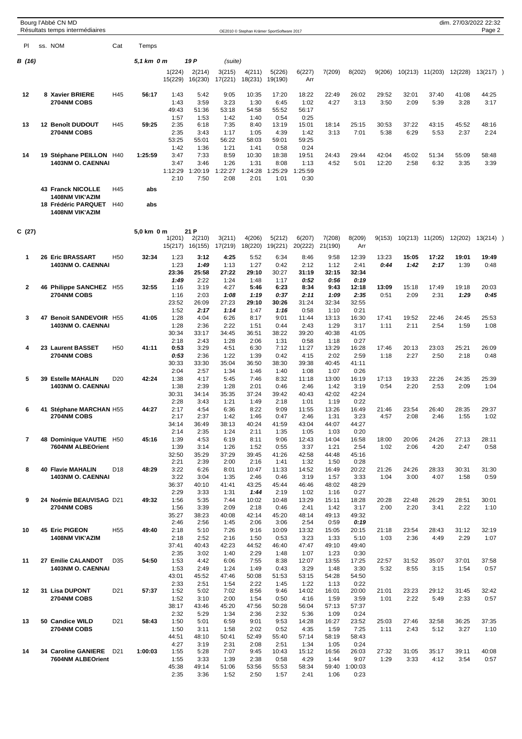Bourg l'Abbé CN MD
Résultats temps intermédiaires

dim. 27/03/2022 22:32

OE2010 © Stephan Krämer SportSoftware 2017

## B (16) — 5,1 km 0 m — 19 P (suite)

| Pl | ss. | NOM | Cat | Temps | 1(224) | 2(214) | 3(215) | 4(211) | 5(226) | 6(227) | 7(209) | 8(202) | 9(206) | 10(213) | 11(203) | 12(228) | 13(217) |
|---|---|---|---|---|---|---|---|---|---|---|---|---|---|---|---|---|---|
| | | | | | 15(229) | 16(230) | 17(221) | 18(231) | 19(190) | Arr | | | | | | | |
| 12 | 8 | **Xavier BRIERE** | H45 | **56:17** | 1:43 | 5:42 | 9:05 | 10:35 | 17:20 | 18:22 | 22:49 | 26:02 | 29:52 | 32:01 | 37:40 | 41:08 | 44:25 |
| | | **2704NM COBS** | | | 1:43 | 3:59 | 3:23 | 1:30 | 6:45 | 1:02 | 4:27 | 3:13 | 3:50 | 2:09 | 5:39 | 3:28 | 3:17 |
| | | | | | 49:43 | 51:36 | 53:18 | 54:58 | 55:52 | 56:17 | | | | | | | |
| | | | | | 1:57 | 1:53 | 1:42 | 1:40 | 0:54 | 0:25 | | | | | | | |
| 13 | 12 | **Benoît DUDOUT** | H45 | **59:25** | 2:35 | 6:18 | 7:35 | 8:40 | 13:19 | 15:01 | 18:14 | 25:15 | 30:53 | 37:22 | 43:15 | 45:52 | 48:16 |
| | | **2704NM COBS** | | | 2:35 | 3:43 | 1:17 | 1:05 | 4:39 | 1:42 | 3:13 | 7:01 | 5:38 | 6:29 | 5:53 | 2:37 | 2:24 |
| | | | | | 53:25 | 55:01 | 56:22 | 58:03 | 59:01 | 59:25 | | | | | | | |
| | | | | | 1:42 | 1:36 | 1:21 | 1:41 | 0:58 | 0:24 | | | | | | | |
| 14 | 19 | **Stéphane PEILLON** | H40 | **1:25:59** | 3:47 | 7:33 | 8:59 | 10:30 | 18:38 | 19:51 | 24:43 | 29:44 | 42:04 | 45:02 | 51:34 | 55:09 | 58:48 |
| | | **1403NM O. CAENNAI** | | | 3:47 | 3:46 | 1:26 | 1:31 | 8:08 | 1:13 | 4:52 | 5:01 | 12:20 | 2:58 | 6:32 | 3:35 | 3:39 |
| | | | | | 1:12:29 | 1:20:19 | 1:22:27 | 1:24:28 | 1:25:29 | 1:25:59 | | | | | | | |
| | | | | | 2:10 | 7:50 | 2:08 | 2:01 | 1:01 | 0:30 | | | | | | | |
| | 43 | **Franck NICOLLE** | H45 | **abs** | | | | | | | | | | | | | |
| | | **1408NM VIK'AZIM** | | | | | | | | | | | | | | | |
| | 18 | **Frédéric PARQUET** | H40 | **abs** | | | | | | | | | | | | | |
| | | **1408NM VIK'AZIM** | | | | | | | | | | | | | | | |

## C (27) — 5,0 km 0 m — 21 P

| Pl | ss. | NOM | Cat | Temps | 1(201) | 2(210) | 3(211) | 4(206) | 5(212) | 6(207) | 7(208) | 8(209) | 9(153) | 10(213) | 11(205) | 12(202) | 13(214) |
|---|---|---|---|---|---|---|---|---|---|---|---|---|---|---|---|---|---|
| | | | | | 15(217) | 16(155) | 17(219) | 18(220) | 19(221) | 20(222) | 21(190) | Arr | | | | | |
| 1 | 26 | **Eric BRASSART** | H50 | **32:34** | 1:23 | **3:12** | **4:25** | 5:52 | 6:34 | 8:46 | 9:58 | 12:39 | 13:23 | **15:05** | **17:22** | **19:01** | **19:49** |
| | | **1403NM O. CAENNAI** | | | 1:23 | ***1:49*** | 1:13 | 1:27 | 0:42 | 2:12 | 1:12 | 2:41 | ***0:44*** | ***1:42*** | ***2:17*** | 1:39 | 0:48 |
| | | | | | **23:36** | **25:58** | **27:22** | **29:10** | 30:27 | **31:19** | **32:15** | **32:34** | | | | | |
| | | | | | ***1:49*** | 2:22 | 1:24 | 1:48 | 1:17 | ***0:52*** | ***0:56*** | ***0:19*** | | | | | |
| 2 | 46 | **Philippe SANCHEZ** | H55 | **32:55** | 1:16 | 3:19 | 4:27 | **5:46** | **6:23** | **8:34** | **9:43** | **12:18** | **13:09** | 15:18 | 17:49 | 19:18 | 20:03 |
| | | **2704NM COBS** | | | 1:16 | 2:03 | ***1:08*** | ***1:19*** | ***0:37*** | ***2:11*** | ***1:09*** | ***2:35*** | 0:51 | 2:09 | 2:31 | ***1:29*** | ***0:45*** |
| | | | | | 23:52 | 26:09 | 27:23 | **29:10** | **30:26** | 31:24 | 32:34 | 32:55 | | | | | |
| | | | | | 1:52 | ***2:17*** | ***1:14*** | 1:47 | ***1:16*** | 0:58 | 1:10 | 0:21 | | | | | |
| 3 | 47 | **Benoit SANDEVOIR** | H55 | **41:05** | 1:28 | 4:04 | 6:26 | 8:17 | 9:01 | 11:44 | 13:13 | 16:30 | 17:41 | 19:52 | 22:46 | 24:45 | 25:53 |
| | | **1403NM O. CAENNAI** | | | 1:28 | 2:36 | 2:22 | 1:51 | 0:44 | 2:43 | 1:29 | 3:17 | 1:11 | 2:11 | 2:54 | 1:59 | 1:08 |
| | | | | | 30:34 | 33:17 | 34:45 | 36:51 | 38:22 | 39:20 | 40:38 | 41:05 | | | | | |
| | | | | | 2:18 | 2:43 | 1:28 | 2:06 | 1:31 | 0:58 | 1:18 | 0:27 | | | | | |
| 4 | 23 | **Laurent BASSET** | H50 | **41:11** | **0:53** | 3:29 | 4:51 | 6:30 | 7:12 | 11:27 | 13:29 | 16:28 | 17:46 | 20:13 | 23:03 | 25:21 | 26:09 |
| | | **2704NM COBS** | | | ***0:53*** | 2:36 | 1:22 | 1:39 | 0:42 | 4:15 | 2:02 | 2:59 | 1:18 | 2:27 | 2:50 | 2:18 | 0:48 |
| | | | | | 30:33 | 33:30 | 35:04 | 36:50 | 38:30 | 39:38 | 40:45 | 41:11 | | | | | |
| | | | | | 2:04 | 2:57 | 1:34 | 1:46 | 1:40 | 1:08 | 1:07 | 0:26 | | | | | |
| 5 | 39 | **Estelle MAHALIN** | D20 | **42:24** | 1:38 | 4:17 | 5:45 | 7:46 | 8:32 | 11:18 | 13:00 | 16:19 | 17:13 | 19:33 | 22:26 | 24:35 | 25:39 |
| | | **1403NM O. CAENNAI** | | | 1:38 | 2:39 | 1:28 | 2:01 | 0:46 | 2:46 | 1:42 | 3:19 | 0:54 | 2:20 | 2:53 | 2:09 | 1:04 |
| | | | | | 30:31 | 34:14 | 35:35 | 37:24 | 39:42 | 40:43 | 42:02 | 42:24 | | | | | |
| | | | | | 2:28 | 3:43 | 1:21 | 1:49 | 2:18 | 1:01 | 1:19 | 0:22 | | | | | |
| 6 | 41 | **Stéphane MARCHAN** | H55 | **44:27** | 2:17 | 4:54 | 6:36 | 8:22 | 9:09 | 11:55 | 13:26 | 16:49 | 21:46 | 23:54 | 26:40 | 28:35 | 29:37 |
| | | **2704NM COBS** | | | 2:17 | 2:37 | 1:42 | 1:46 | 0:47 | 2:46 | 1:31 | 3:23 | 4:57 | 2:08 | 2:46 | 1:55 | 1:02 |
| | | | | | 34:14 | 36:49 | 38:13 | 40:24 | 41:59 | 43:04 | 44:07 | 44:27 | | | | | |
| | | | | | 2:14 | 2:35 | 1:24 | 2:11 | 1:35 | 1:05 | 1:03 | 0:20 | | | | | |
| 7 | 48 | **Dominique VAUTIE** | H50 | **45:16** | 1:39 | 4:53 | 6:19 | 8:11 | 9:06 | 12:43 | 14:04 | 16:58 | 18:00 | 20:06 | 24:26 | 27:13 | 28:11 |
| | | **7604NM ALBEOrient** | | | 1:39 | 3:14 | 1:26 | 1:52 | 0:55 | 3:37 | 1:21 | 2:54 | 1:02 | 2:06 | 4:20 | 2:47 | 0:58 |
| | | | | | 32:50 | 35:29 | 37:29 | 39:45 | 41:26 | 42:58 | 44:48 | 45:16 | | | | | |
| | | | | | 2:21 | 2:39 | 2:00 | 2:16 | 1:41 | 1:32 | 1:50 | 0:28 | | | | | |
| 8 | 40 | **Flavie MAHALIN** | D18 | **48:29** | 3:22 | 6:26 | 8:01 | 10:47 | 11:33 | 14:52 | 16:49 | 20:22 | 21:26 | 24:26 | 28:33 | 30:31 | 31:30 |
| | | **1403NM O. CAENNAI** | | | 3:22 | 3:04 | 1:35 | 2:46 | 0:46 | 3:19 | 1:57 | 3:33 | 1:04 | 3:00 | 4:07 | 1:58 | 0:59 |
| | | | | | 36:37 | 40:10 | 41:41 | 43:25 | 45:44 | 46:46 | 48:02 | 48:29 | | | | | |
| | | | | | 2:29 | 3:33 | 1:31 | ***1:44*** | 2:19 | 1:02 | 1:16 | 0:27 | | | | | |
| 9 | 24 | **Noémie BEAUVISAG** | D21 | **49:32** | 1:56 | 5:35 | 7:44 | 10:02 | 10:48 | 13:29 | 15:11 | 18:28 | 20:28 | 22:48 | 26:29 | 28:51 | 30:01 |
| | | **2704NM COBS** | | | 1:56 | 3:39 | 2:09 | 2:18 | 0:46 | 2:41 | 1:42 | 3:17 | 2:00 | 2:20 | 3:41 | 2:22 | 1:10 |
| | | | | | 35:27 | 38:23 | 40:08 | 42:14 | 45:20 | 48:14 | 49:13 | 49:32 | | | | | |
| | | | | | 2:46 | 2:56 | 1:45 | 2:06 | 3:06 | 2:54 | 0:59 | ***0:19*** | | | | | |
| 10 | 45 | **Eric PIGEON** | H55 | **49:40** | 2:18 | 5:10 | 7:26 | 9:16 | 10:09 | 13:32 | 15:05 | 20:15 | 21:18 | 23:54 | 28:43 | 31:12 | 32:19 |
| | | **1408NM VIK'AZIM** | | | 2:18 | 2:52 | 2:16 | 1:50 | 0:53 | 3:23 | 1:33 | 5:10 | 1:03 | 2:36 | 4:49 | 2:29 | 1:07 |
| | | | | | 37:41 | 40:43 | 42:23 | 44:52 | 46:40 | 47:47 | 49:10 | 49:40 | | | | | |
| | | | | | 2:35 | 3:02 | 1:40 | 2:29 | 1:48 | 1:07 | 1:23 | 0:30 | | | | | |
| 11 | 27 | **Emilie CALANDOT** | D35 | **54:50** | 1:53 | 4:42 | 6:06 | 7:55 | 8:38 | 12:07 | 13:55 | 17:25 | 22:57 | 31:52 | 35:07 | 37:01 | 37:58 |
| | | **1403NM O. CAENNAI** | | | 1:53 | 2:49 | 1:24 | 1:49 | 0:43 | 3:29 | 1:48 | 3:30 | 5:32 | 8:55 | 3:15 | 1:54 | 0:57 |
| | | | | | 43:01 | 45:52 | 47:46 | 50:08 | 51:53 | 53:15 | 54:28 | 54:50 | | | | | |
| | | | | | 2:33 | 2:51 | 1:54 | 2:22 | 1:45 | 1:22 | 1:13 | 0:22 | | | | | |
| 12 | 31 | **Lisa DUPONT** | D21 | **57:37** | 1:52 | 5:02 | 7:02 | 8:56 | 9:46 | 14:02 | 16:01 | 20:00 | 21:01 | 23:23 | 29:12 | 31:45 | 32:42 |
| | | **2704NM COBS** | | | 1:52 | 3:10 | 2:00 | 1:54 | 0:50 | 4:16 | 1:59 | 3:59 | 1:01 | 2:22 | 5:49 | 2:33 | 0:57 |
| | | | | | 38:17 | 43:46 | 45:20 | 47:56 | 50:28 | 56:04 | 57:13 | 57:37 | | | | | |
| | | | | | 2:32 | 5:29 | 1:34 | 2:36 | 2:32 | 5:36 | 1:09 | 0:24 | | | | | |
| 13 | 50 | **Candice WILD** | D21 | **58:43** | 1:50 | 5:01 | 6:59 | 9:01 | 9:53 | 14:28 | 16:27 | 23:52 | 25:03 | 27:46 | 32:58 | 36:25 | 37:35 |
| | | **2704NM COBS** | | | 1:50 | 3:11 | 1:58 | 2:02 | 0:52 | 4:35 | 1:59 | 7:25 | 1:11 | 2:43 | 5:12 | 3:27 | 1:10 |
| | | | | | 44:51 | 48:10 | 50:41 | 52:49 | 55:40 | 57:14 | 58:19 | 58:43 | | | | | |
| | | | | | 4:27 | 3:19 | 2:31 | 2:08 | 2:51 | 1:34 | 1:05 | 0:24 | | | | | |
| 14 | 34 | **Caroline GANIERE** | D21 | **1:00:03** | 1:55 | 5:28 | 7:07 | 9:45 | 10:43 | 15:12 | 16:56 | 26:03 | 27:32 | 31:05 | 35:17 | 39:11 | 40:08 |
| | | **7604NM ALBEOrient** | | | 1:55 | 3:33 | 1:39 | 2:38 | 0:58 | 4:29 | 1:44 | 9:07 | 1:29 | 3:33 | 4:12 | 3:54 | 0:57 |
| | | | | | 45:38 | 49:14 | 51:06 | 53:56 | 55:53 | 58:34 | 59:40 | 1:00:03 | | | | | |
| | | | | | 2:35 | 3:36 | 1:52 | 2:50 | 1:57 | 2:41 | 1:06 | 0:23 | | | | | |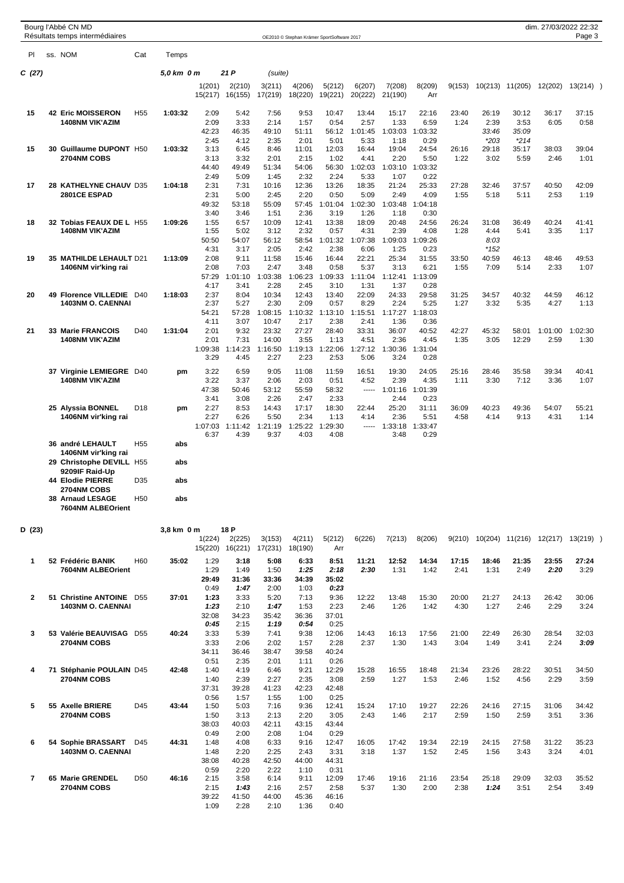Bourg l'Abbé CN MD
Résultats temps intermédiaires

OE2010 © Stephan Krämer SportSoftware 2017

dim. 27/03/2022 22:32

## C (27) — 5,0 km 0 m — 21 P (suite)

| Pl | ss. NOM | Cat | Temps | 1(201) | 2(210) | 3(211) | 4(206) | 5(212) | 6(207) | 7(208) | 8(209) | 9(153) | 10(213) | 11(205) | 12(202) | 13(214) |
|---|---|---|---|---|---|---|---|---|---|---|---|---|---|---|---|---|
| | | | | 15(217) | 16(155) | 17(219) | 18(220) | 19(221) | 20(222) | 21(190) | Arr | | | | | |
| 15 | 42 Eric MOISSERON | H55 | 1:03:32 | 2:09 | 5:42 | 7:56 | 9:53 | 10:47 | 13:44 | 15:17 | 22:16 | 23:40 | 26:19 | 30:12 | 36:17 | 37:15 |
| | 1408NM VIK'AZIM | | | 2:09 | 3:33 | 2:14 | 1:57 | 0:54 | 2:57 | 1:33 | 6:59 | 1:24 | 2:39 | 3:53 | 6:05 | 0:58 |
| | | | | 42:23 | 46:35 | 49:10 | 51:11 | 56:12 | 1:01:45 | 1:03:03 | 1:03:32 | | 33:46 | 35:09 | | |
| | | | | 2:45 | 4:12 | 2:35 | 2:01 | 5:01 | 5:33 | 1:18 | 0:29 | | *203 | *214 | | |
| 15 | 30 Guillaume DUPONT | H50 | 1:03:32 | 3:13 | 6:45 | 8:46 | 11:01 | 12:03 | 16:44 | 19:04 | 24:54 | 26:16 | 29:18 | 35:17 | 38:03 | 39:04 |
| | 2704NM COBS | | | 3:13 | 3:32 | 2:01 | 2:15 | 1:02 | 4:41 | 2:20 | 5:50 | 1:22 | 3:02 | 5:59 | 2:46 | 1:01 |
| | | | | 44:40 | 49:49 | 51:34 | 54:06 | 56:30 | 1:02:03 | 1:03:10 | 1:03:32 | | | | | |
| | | | | 2:49 | 5:09 | 1:45 | 2:32 | 2:24 | 5:33 | 1:07 | 0:22 | | | | | |
| 17 | 28 KATHELYNE CHAUV | D35 | 1:04:18 | 2:31 | 7:31 | 10:16 | 12:36 | 13:26 | 18:35 | 21:24 | 25:33 | 27:28 | 32:46 | 37:57 | 40:50 | 42:09 |
| | 2801CE ESPAD | | | 2:31 | 5:00 | 2:45 | 2:20 | 0:50 | 5:09 | 2:49 | 4:09 | 1:55 | 5:18 | 5:11 | 2:53 | 1:19 |
| | | | | 49:32 | 53:18 | 55:09 | 57:45 | 1:01:04 | 1:02:30 | 1:03:48 | 1:04:18 | | | | | |
| | | | | 3:40 | 3:46 | 1:51 | 2:36 | 3:19 | 1:26 | 1:18 | 0:30 | | | | | |
| 18 | 32 Tobias FEAUX DE L | H55 | 1:09:26 | 1:55 | 6:57 | 10:09 | 12:41 | 13:38 | 18:09 | 20:48 | 24:56 | 26:24 | 31:08 | 36:49 | 40:24 | 41:41 |
| | 1408NM VIK'AZIM | | | 1:55 | 5:02 | 3:12 | 2:32 | 0:57 | 4:31 | 2:39 | 4:08 | 1:28 | 4:44 | 5:41 | 3:35 | 1:17 |
| | | | | 50:50 | 54:07 | 56:12 | 58:54 | 1:01:32 | 1:07:38 | 1:09:03 | 1:09:26 | | 8:03 | | | |
| | | | | 4:31 | 3:17 | 2:05 | 2:42 | 2:38 | 6:06 | 1:25 | 0:23 | | *152 | | | |
| 19 | 35 MATHILDE LEHAULT | D21 | 1:13:09 | 2:08 | 9:11 | 11:58 | 15:46 | 16:44 | 22:21 | 25:34 | 31:55 | 33:50 | 40:59 | 46:13 | 48:46 | 49:53 |
| | 1406NM vir'king rai | | | 2:08 | 7:03 | 2:47 | 3:48 | 0:58 | 5:37 | 3:13 | 6:21 | 1:55 | 7:09 | 5:14 | 2:33 | 1:07 |
| | | | | 57:29 | 1:01:10 | 1:03:38 | 1:06:23 | 1:09:33 | 1:11:04 | 1:12:41 | 1:13:09 | | | | | |
| | | | | 4:17 | 3:41 | 2:28 | 2:45 | 3:10 | 1:31 | 1:37 | 0:28 | | | | | |
| 20 | 49 Florence VILLEDIE | D40 | 1:18:03 | 2:37 | 8:04 | 10:34 | 12:43 | 13:40 | 22:09 | 24:33 | 29:58 | 31:25 | 34:57 | 40:32 | 44:59 | 46:12 |
| | 1403NM O. CAENNAI | | | 2:37 | 5:27 | 2:30 | 2:09 | 0:57 | 8:29 | 2:24 | 5:25 | 1:27 | 3:32 | 5:35 | 4:27 | 1:13 |
| | | | | 54:21 | 57:28 | 1:08:15 | 1:10:32 | 1:13:10 | 1:15:51 | 1:17:27 | 1:18:03 | | | | | |
| | | | | 4:11 | 3:07 | 10:47 | 2:17 | 2:38 | 2:41 | 1:36 | 0:36 | | | | | |
| 21 | 33 Marie FRANCOIS | D40 | 1:31:04 | 2:01 | 9:32 | 23:32 | 27:27 | 28:40 | 33:31 | 36:07 | 40:52 | 42:27 | 45:32 | 58:01 | 1:01:00 | 1:02:30 |
| | 1408NM VIK'AZIM | | | 2:01 | 7:31 | 14:00 | 3:55 | 1:13 | 4:51 | 2:36 | 4:45 | 1:35 | 3:05 | 12:29 | 2:59 | 1:30 |
| | | | | 1:09:38 | 1:14:23 | 1:16:50 | 1:19:13 | 1:22:06 | 1:27:12 | 1:30:36 | 1:31:04 | | | | | |
| | | | | 3:29 | 4:45 | 2:27 | 2:23 | 2:53 | 5:06 | 3:24 | 0:28 | | | | | |
| | 37 Virginie LEMIEGRE | D40 | pm | 3:22 | 6:59 | 9:05 | 11:08 | 11:59 | 16:51 | 19:30 | 24:05 | 25:16 | 28:46 | 35:58 | 39:34 | 40:41 |
| | 1408NM VIK'AZIM | | | 3:22 | 3:37 | 2:06 | 2:03 | 0:51 | 4:52 | 2:39 | 4:35 | 1:11 | 3:30 | 7:12 | 3:36 | 1:07 |
| | | | | 47:38 | 50:46 | 53:12 | 55:59 | 58:32 | ----- | 1:01:16 | 1:01:39 | | | | | |
| | | | | 3:41 | 3:08 | 2:26 | 2:47 | 2:33 | | 2:44 | 0:23 | | | | | |
| | 25 Alyssia BONNEL | D18 | pm | 2:27 | 8:53 | 14:43 | 17:17 | 18:30 | 22:44 | 25:20 | 31:11 | 36:09 | 40:23 | 49:36 | 54:07 | 55:21 |
| | 1406NM vir'king rai | | | 2:27 | 6:26 | 5:50 | 2:34 | 1:13 | 4:14 | 2:36 | 5:51 | 4:58 | 4:14 | 9:13 | 4:31 | 1:14 |
| | | | | 1:07:03 | 1:11:42 | 1:21:19 | 1:25:22 | 1:29:30 | ----- | 1:33:18 | 1:33:47 | | | | | |
| | | | | 6:37 | 4:39 | 9:37 | 4:03 | 4:08 | | 3:48 | 0:29 | | | | | |
| | 36 andré LEHAULT | H55 | abs | | | | | | | | | | | | | |
| | 1406NM vir'king rai | | | | | | | | | | | | | | | |
| | 29 Christophe DEVILL | H55 | abs | | | | | | | | | | | | | |
| | 9209IF Raid-Up | | | | | | | | | | | | | | | |
| | 44 Elodie PIERRE | D35 | abs | | | | | | | | | | | | | |
| | 2704NM COBS | | | | | | | | | | | | | | | |
| | 38 Arnaud LESAGE | H50 | abs | | | | | | | | | | | | | |
| | 7604NM ALBEOrient | | | | | | | | | | | | | | | |

## D (23) — 3,8 km 0 m — 18 P

| Pl | ss. NOM | Cat | Temps | 1(224) | 2(225) | 3(153) | 4(211) | 5(212) | 6(226) | 7(213) | 8(206) | 9(210) | 10(204) | 11(216) | 12(217) | 13(219) |
|---|---|---|---|---|---|---|---|---|---|---|---|---|---|---|---|---|
| | | | | 15(220) | 16(221) | 17(231) | 18(190) | Arr | | | | | | | | |
| 1 | 52 Frédéric BANIK | H60 | 35:02 | 1:29 | **3:18** | 5:08 | 6:33 | **8:51** | **11:21** | **12:52** | **14:34** | **17:15** | **18:46** | **21:35** | **23:55** | **27:24** |
| | 7604NM ALBEOrient | | | 1:29 | 1:49 | 1:50 | ***1:25*** | ***2:18*** | ***2:30*** | 1:31 | 1:42 | 2:41 | 1:31 | 2:49 | ***2:20*** | 3:29 |
| | | | | **29:49** | **31:36** | **33:36** | **34:39** | **35:02** | | | | | | | | |
| | | | | 0:49 | ***1:47*** | 2:00 | 1:03 | ***0:23*** | | | | | | | | |
| 2 | 51 Christine ANTOINE | D55 | 37:01 | **1:23** | 3:33 | 5:20 | 7:13 | 9:36 | 12:22 | 13:48 | 15:30 | 20:00 | 21:27 | 24:13 | 26:42 | 30:06 |
| | 1403NM O. CAENNAI | | | ***1:23*** | 2:10 | ***1:47*** | 1:53 | 2:23 | 2:46 | 1:26 | 1:42 | 4:30 | 1:27 | 2:46 | 2:29 | 3:24 |
| | | | | 32:08 | 34:23 | 35:42 | 36:36 | 37:01 | | | | | | | | |
| | | | | ***0:45*** | 2:15 | ***1:19*** | ***0:54*** | 0:25 | | | | | | | | |
| 3 | 53 Valérie BEAUVISAG | D55 | 40:24 | 3:33 | 5:39 | 7:41 | 9:38 | 12:06 | 14:43 | 16:13 | 17:56 | 21:00 | 22:49 | 26:30 | 28:54 | 32:03 |
| | 2704NM COBS | | | 3:33 | 2:06 | 2:02 | 1:57 | 2:28 | 2:37 | 1:30 | 1:43 | 3:04 | 1:49 | 3:41 | 2:24 | ***3:09*** |
| | | | | 34:11 | 36:46 | 38:47 | 39:58 | 40:24 | | | | | | | | |
| | | | | 0:51 | 2:35 | 2:01 | 1:11 | 0:26 | | | | | | | | |
| 4 | 71 Stéphanie POULAIN | D45 | 42:48 | 1:40 | 4:19 | 6:46 | 9:21 | 12:29 | 15:28 | 16:55 | 18:48 | 21:34 | 23:26 | 28:22 | 30:51 | 34:50 |
| | 2704NM COBS | | | 1:40 | 2:39 | 2:27 | 2:35 | 3:08 | 2:59 | 1:27 | 1:53 | 2:46 | 1:52 | 4:56 | 2:29 | 3:59 |
| | | | | 37:31 | 39:28 | 41:23 | 42:23 | 42:48 | | | | | | | | |
| | | | | 0:56 | 1:57 | 1:55 | 1:00 | 0:25 | | | | | | | | |
| 5 | 55 Axelle BRIERE | D45 | 43:44 | 1:50 | 5:03 | 7:16 | 9:36 | 12:41 | 15:24 | 17:10 | 19:27 | 22:26 | 24:16 | 27:15 | 31:06 | 34:42 |
| | 2704NM COBS | | | 1:50 | 3:13 | 2:13 | 2:20 | 3:05 | 2:43 | 1:46 | 2:17 | 2:59 | 1:50 | 2:59 | 3:51 | 3:36 |
| | | | | 38:03 | 40:03 | 42:11 | 43:15 | 43:44 | | | | | | | | |
| | | | | 0:49 | 2:00 | 2:08 | 1:04 | 0:29 | | | | | | | | |
| 6 | 54 Sophie BRASSART | D45 | 44:31 | 1:48 | 4:08 | 6:33 | 9:16 | 12:47 | 16:05 | 17:42 | 19:34 | 22:19 | 24:15 | 27:58 | 31:22 | 35:23 |
| | 1403NM O. CAENNAI | | | 1:48 | 2:20 | 2:25 | 2:43 | 3:31 | 3:18 | 1:37 | 1:52 | 2:45 | 1:56 | 3:43 | 3:24 | 4:01 |
| | | | | 38:08 | 40:28 | 42:50 | 44:00 | 44:31 | | | | | | | | |
| | | | | 0:59 | 2:20 | 2:22 | 1:10 | 0:31 | | | | | | | | |
| 7 | 65 Marie GRENDEL | D50 | 46:16 | 2:15 | 3:58 | 6:14 | 9:11 | 12:09 | 17:46 | 19:16 | 21:16 | 23:54 | 25:18 | 29:09 | 32:03 | 35:52 |
| | 2704NM COBS | | | 2:15 | ***1:43*** | 2:16 | 2:57 | 2:58 | 5:37 | 1:30 | 2:00 | 2:38 | ***1:24*** | 3:51 | 2:54 | 3:49 |
| | | | | 39:22 | 41:50 | 44:00 | 45:36 | 46:16 | | | | | | | | |
| | | | | 1:09 | 2:28 | 2:10 | 1:36 | 0:40 | | | | | | | | |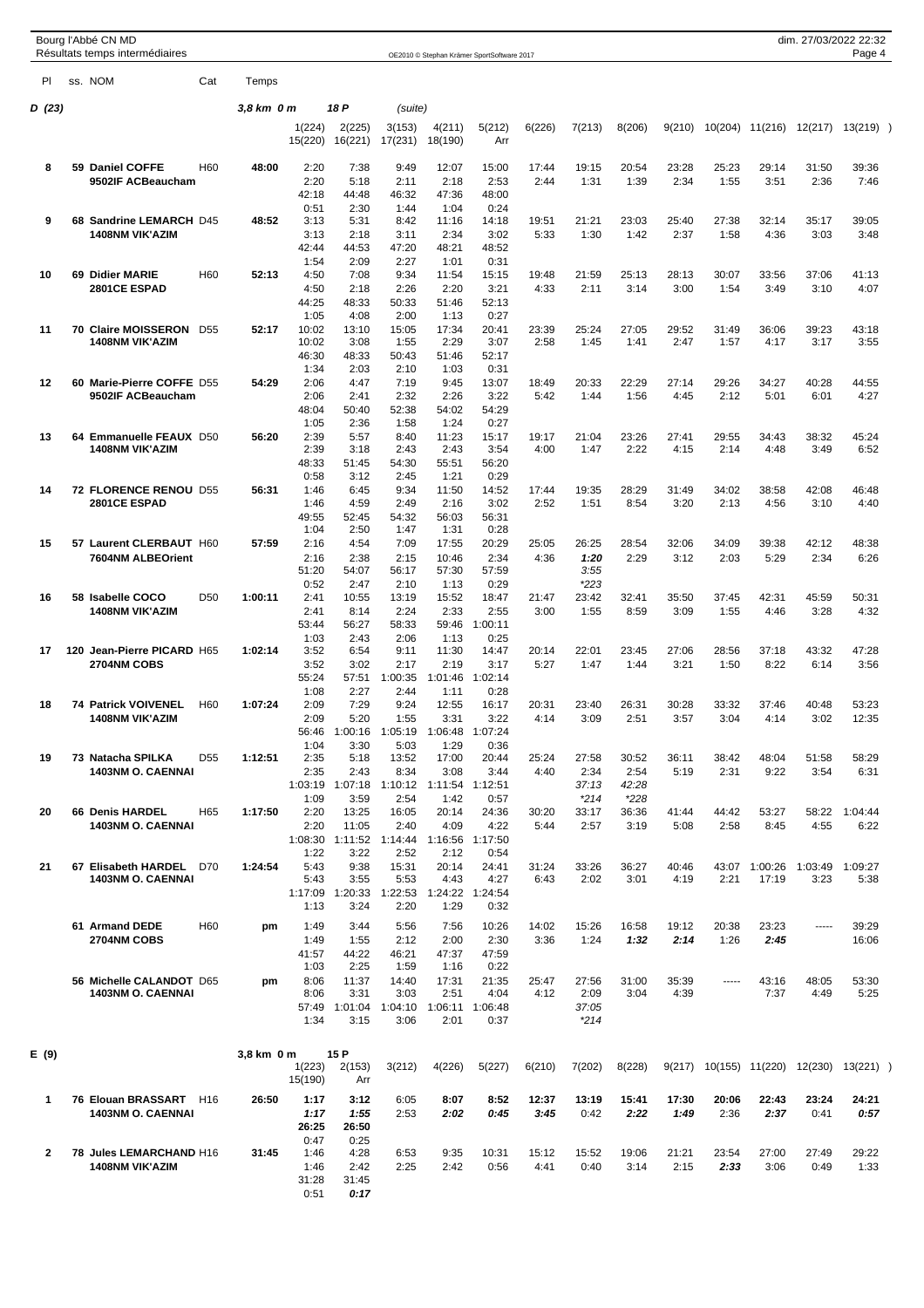Bourg l'Abbé CN MD
Résultats temps intermédiaires

dim. 27/03/2022 22:32

## D (23) — 3,8 km 0 m — 18 P (suite)

| Pl | ss. NOM | Cat | Temps | 1(224) / 15(220) | 2(225) / 16(221) | 3(153) / 17(231) | 4(211) / 18(190) | 5(212) / Arr | 6(226) | 7(213) | 8(206) | 9(210) | 10(204) | 11(216) | 12(217) | 13(219) |
|---|---|---|---|---|---|---|---|---|---|---|---|---|---|---|---|---|
| 8 | 59 Daniel COFFE | H60 | 48:00 | 2:20 | 7:38 | 9:49 | 12:07 | 15:00 | 17:44 | 19:15 | 20:54 | 23:28 | 25:23 | 29:14 | 31:50 | 39:36 |
| | 9502IF ACBeaucham | | | 2:20 | 5:18 | 2:11 | 2:18 | 2:53 | 2:44 | 1:31 | 1:39 | 2:34 | 1:55 | 3:51 | 2:36 | 7:46 |
| | | | | 42:18 | 44:48 | 46:32 | 47:36 | 48:00 | | | | | | | | |
| | | | | 0:51 | 2:30 | 1:44 | 1:04 | 0:24 | | | | | | | | |
| 9 | 68 Sandrine LEMARCH | D45 | 48:52 | 3:13 | 5:31 | 8:42 | 11:16 | 14:18 | 19:51 | 21:21 | 23:03 | 25:40 | 27:38 | 32:14 | 35:17 | 39:05 |
| | 1408NM VIK'AZIM | | | 3:13 | 2:18 | 3:11 | 2:34 | 3:02 | 5:33 | 1:30 | 1:42 | 2:37 | 1:58 | 4:36 | 3:03 | 3:48 |
| | | | | 42:44 | 44:53 | 47:20 | 48:21 | 48:52 | | | | | | | | |
| | | | | 1:54 | 2:09 | 2:27 | 1:01 | 0:31 | | | | | | | | |
| 10 | 69 Didier MARIE | H60 | 52:13 | 4:50 | 7:08 | 9:34 | 11:54 | 15:15 | 19:48 | 21:59 | 25:13 | 28:13 | 30:07 | 33:56 | 37:06 | 41:13 |
| | 2801CE ESPAD | | | 4:50 | 2:18 | 2:26 | 2:20 | 3:21 | 4:33 | 2:11 | 3:14 | 3:00 | 1:54 | 3:49 | 3:10 | 4:07 |
| | | | | 44:25 | 48:33 | 50:33 | 51:46 | 52:13 | | | | | | | | |
| | | | | 1:05 | 4:08 | 2:00 | 1:13 | 0:27 | | | | | | | | |
| 11 | 70 Claire MOISSERON | D55 | 52:17 | 10:02 | 13:10 | 15:05 | 17:34 | 20:41 | 23:39 | 25:24 | 27:05 | 29:52 | 31:49 | 36:06 | 39:23 | 43:18 |
| | 1408NM VIK'AZIM | | | 10:02 | 3:08 | 1:55 | 2:29 | 3:07 | 2:58 | 1:45 | 1:41 | 2:47 | 1:57 | 4:17 | 3:17 | 3:55 |
| | | | | 46:30 | 48:33 | 50:43 | 51:46 | 52:17 | | | | | | | | |
| | | | | 1:34 | 2:03 | 2:10 | 1:03 | 0:31 | | | | | | | | |
| 12 | 60 Marie-Pierre COFFE | D55 | 54:29 | 2:06 | 4:47 | 7:19 | 9:45 | 13:07 | 18:49 | 20:33 | 22:29 | 27:14 | 29:26 | 34:27 | 40:28 | 44:55 |
| | 9502IF ACBeaucham | | | 2:06 | 2:41 | 2:32 | 2:26 | 3:22 | 5:42 | 1:44 | 1:56 | 4:45 | 2:12 | 5:01 | 6:01 | 4:27 |
| | | | | 48:04 | 50:40 | 52:38 | 54:02 | 54:29 | | | | | | | | |
| | | | | 1:05 | 2:36 | 1:58 | 1:24 | 0:27 | | | | | | | | |
| 13 | 64 Emmanuelle FEAUX | D50 | 56:20 | 2:39 | 5:57 | 8:40 | 11:23 | 15:17 | 19:17 | 21:04 | 23:26 | 27:41 | 29:55 | 34:43 | 38:32 | 45:24 |
| | 1408NM VIK'AZIM | | | 2:39 | 3:18 | 2:43 | 2:43 | 3:54 | 4:00 | 1:47 | 2:22 | 4:15 | 2:14 | 4:48 | 3:49 | 6:52 |
| | | | | 48:33 | 51:45 | 54:30 | 55:51 | 56:20 | | | | | | | | |
| | | | | 0:58 | 3:12 | 2:45 | 1:21 | 0:29 | | | | | | | | |
| 14 | 72 FLORENCE RENOU | D55 | 56:31 | 1:46 | 6:45 | 9:34 | 11:50 | 14:52 | 17:44 | 19:35 | 28:29 | 31:49 | 34:02 | 38:58 | 42:08 | 46:48 |
| | 2801CE ESPAD | | | 1:46 | 4:59 | 2:49 | 2:16 | 3:02 | 2:52 | 1:51 | 8:54 | 3:20 | 2:13 | 4:56 | 3:10 | 4:40 |
| | | | | 49:55 | 52:45 | 54:32 | 56:03 | 56:31 | | | | | | | | |
| | | | | 1:04 | 2:50 | 1:47 | 1:31 | 0:28 | | | | | | | | |
| 15 | 57 Laurent CLERBAUT | H60 | 57:59 | 2:16 | 4:54 | 7:09 | 17:55 | 20:29 | 25:05 | 26:25 | 28:54 | 32:06 | 34:09 | 39:38 | 42:12 | 48:38 |
| | 7604NM ALBEOrient | | | 2:16 | 2:38 | 2:15 | 10:46 | 2:34 | 4:36 | *1:20* | 2:29 | 3:12 | 2:03 | 5:29 | 2:34 | 6:26 |
| | | | | 51:20 | 54:07 | 56:17 | 57:30 | 57:59 | | 3:55 | | | | | | |
| | | | | 0:52 | 2:47 | 2:10 | 1:13 | 0:29 | | *223 | | | | | | |
| 16 | 58 Isabelle COCO | D50 | 1:00:11 | 2:41 | 10:55 | 13:19 | 15:52 | 18:47 | 21:47 | 23:42 | 32:41 | 35:50 | 37:45 | 42:31 | 45:59 | 50:31 |
| | 1408NM VIK'AZIM | | | 2:41 | 8:14 | 2:24 | 2:33 | 2:55 | 3:00 | 1:55 | 8:59 | 3:09 | 1:55 | 4:46 | 3:28 | 4:32 |
| | | | | 53:44 | 56:27 | 58:33 | 59:46 | 1:00:11 | | | | | | | | |
| | | | | 1:03 | 2:43 | 2:06 | 1:13 | 0:25 | | | | | | | | |
| 17 | 120 Jean-Pierre PICARD | H65 | 1:02:14 | 3:52 | 6:54 | 9:11 | 11:30 | 14:47 | 20:14 | 22:01 | 23:45 | 27:06 | 28:56 | 37:18 | 43:32 | 47:28 |
| | 2704NM COBS | | | 3:52 | 3:02 | 2:17 | 2:19 | 3:17 | 5:27 | 1:47 | 1:44 | 3:21 | 1:50 | 8:22 | 6:14 | 3:56 |
| | | | | 55:24 | 57:51 | 1:00:35 | 1:01:46 | 1:02:14 | | | | | | | | |
| | | | | 1:08 | 2:27 | 2:44 | 1:11 | 0:28 | | | | | | | | |
| 18 | 74 Patrick VOIVENEL | H60 | 1:07:24 | 2:09 | 7:29 | 9:24 | 12:55 | 16:17 | 20:31 | 23:40 | 26:31 | 30:28 | 33:32 | 37:46 | 40:48 | 53:23 |
| | 1408NM VIK'AZIM | | | 2:09 | 5:20 | 1:55 | 3:31 | 3:22 | 4:14 | 3:09 | 2:51 | 3:57 | 3:04 | 4:14 | 3:02 | 12:35 |
| | | | | 56:46 | 1:00:16 | 1:05:19 | 1:06:48 | 1:07:24 | | | | | | | | |
| | | | | 1:04 | 3:30 | 5:03 | 1:29 | 0:36 | | | | | | | | |
| 19 | 73 Natacha SPILKA | D55 | 1:12:51 | 2:35 | 5:18 | 13:52 | 17:00 | 20:44 | 25:24 | 27:58 | 30:52 | 36:11 | 38:42 | 48:04 | 51:58 | 58:29 |
| | 1403NM O. CAENNAI | | | 2:35 | 2:43 | 8:34 | 3:08 | 3:44 | 4:40 | 2:34 | 2:54 | 5:19 | 2:31 | 9:22 | 3:54 | 6:31 |
| | | | | 1:03:19 | 1:07:18 | 1:10:12 | 1:11:54 | 1:12:51 | | 37:13 | 42:28 | | | | | |
| | | | | 1:09 | 3:59 | 2:54 | 1:42 | 0:57 | | *214 | *228 | | | | | |
| 20 | 66 Denis HARDEL | H65 | 1:17:50 | 2:20 | 13:25 | 16:05 | 20:14 | 24:36 | 30:20 | 33:17 | 36:36 | 41:44 | 44:42 | 53:27 | 58:22 | 1:04:44 |
| | 1403NM O. CAENNAI | | | 2:20 | 11:05 | 2:40 | 4:09 | 4:22 | 5:44 | 2:57 | 3:19 | 5:08 | 2:58 | 8:45 | 4:55 | 6:22 |
| | | | | 1:08:30 | 1:11:52 | 1:14:44 | 1:16:56 | 1:17:50 | | | | | | | | |
| | | | | 1:22 | 3:22 | 2:52 | 2:12 | 0:54 | | | | | | | | |
| 21 | 67 Elisabeth HARDEL | D70 | 1:24:54 | 5:43 | 9:38 | 15:31 | 20:14 | 24:41 | 31:24 | 33:26 | 36:27 | 40:46 | 43:07 | 1:00:26 | 1:03:49 | 1:09:27 |
| | 1403NM O. CAENNAI | | | 5:43 | 3:55 | 5:53 | 4:43 | 4:27 | 6:43 | 2:02 | 3:01 | 4:19 | 2:21 | 17:19 | 3:23 | 5:38 |
| | | | | 1:17:09 | 1:20:33 | 1:22:53 | 1:24:22 | 1:24:54 | | | | | | | | |
| | | | | 1:13 | 3:24 | 2:20 | 1:29 | 0:32 | | | | | | | | |
| | 61 Armand DEDE | H60 | pm | 1:49 | 3:44 | 5:56 | 7:56 | 10:26 | 14:02 | 15:26 | 16:58 | 19:12 | 20:38 | 23:23 | ----- | 39:29 |
| | 2704NM COBS | | | 1:49 | 1:55 | 2:12 | 2:00 | 2:30 | 3:36 | 1:24 | *1:32* | *2:14* | 1:26 | *2:45* | | 16:06 |
| | | | | 41:57 | 44:22 | 46:21 | 47:37 | 47:59 | | | | | | | | |
| | | | | 1:03 | 2:25 | 1:59 | 1:16 | 0:22 | | | | | | | | |
| | 56 Michelle CALANDOT | D65 | pm | 8:06 | 11:37 | 14:40 | 17:31 | 21:35 | 25:47 | 27:56 | 31:00 | 35:39 | ----- | 43:16 | 48:05 | 53:30 |
| | 1403NM O. CAENNAI | | | 8:06 | 3:31 | 3:03 | 2:51 | 4:04 | 4:12 | 2:09 | 3:04 | 4:39 | | 7:37 | 4:49 | 5:25 |
| | | | | 57:49 | 1:01:04 | 1:04:10 | 1:06:11 | 1:06:48 | | 37:05 | | | | | | |
| | | | | 1:34 | 3:15 | 3:06 | 2:01 | 0:37 | | *214 | | | | | | |

## E (9) — 3,8 km 0 m — 15 P

| Pl | ss. NOM | Cat | Temps | 1(223) / 15(190) | 2(153) / Arr | 3(212) | 4(226) | 5(227) | 6(210) | 7(202) | 8(228) | 9(217) | 10(155) | 11(220) | 12(230) | 13(221) |
|---|---|---|---|---|---|---|---|---|---|---|---|---|---|---|---|---|
| 1 | 76 Elouan BRASSART | H16 | 26:50 | 1:17 | 3:12 | 6:05 | 8:07 | 8:52 | 12:37 | 13:19 | 15:41 | 17:30 | 20:06 | 22:43 | 23:24 | 24:21 |
| | 1403NM O. CAENNAI | | | *1:17* | *1:55* | 2:53 | *2:02* | *0:45* | *3:45* | 0:42 | *2:22* | *1:49* | 2:36 | *2:37* | 0:41 | *0:57* |
| | | | | 26:25 | 26:50 | | | | | | | | | | | |
| | | | | 0:47 | 0:25 | | | | | | | | | | | |
| 2 | 78 Jules LEMARCHAND | H16 | 31:45 | 1:46 | 4:28 | 6:53 | 9:35 | 10:31 | 15:12 | 15:52 | 19:06 | 21:21 | 23:54 | 27:00 | 27:49 | 29:22 |
| | 1408NM VIK'AZIM | | | 1:46 | 2:42 | 2:25 | 2:42 | 0:56 | 4:41 | 0:40 | 3:14 | 2:15 | *2:33* | 3:06 | 0:49 | 1:33 |
| | | | | 31:28 | 31:45 | | | | | | | | | | | |
| | | | | 0:51 | *0:17* | | | | | | | | | | | |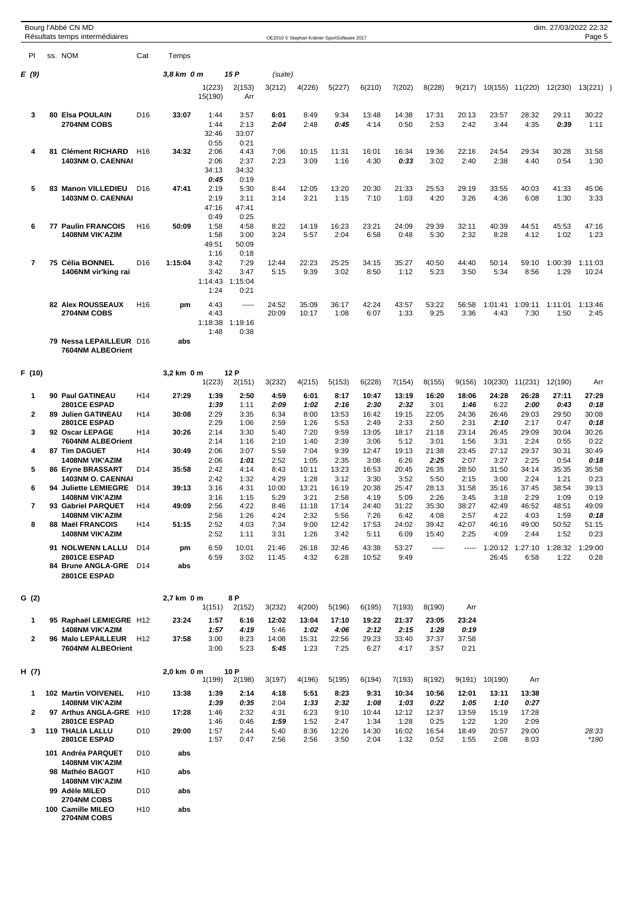Bourg l'Abbé CN MD
Résultats temps intermédiaires

OE2010 © Stephan Krämer SportSoftware 2017

dim. 27/03/2022 22:32

## E (9) — 3,8 km 0 m — 15 P (suite)

| Pl | ss. | NOM | Cat | Temps | 1(223) | 2(153) | 3(212) | 4(226) | 5(227) | 6(210) | 7(202) | 8(228) | 9(217) | 10(155) | 11(220) | 12(230) | 13(221) | 15(190) | Arr |
|---|---|---|---|---|---|---|---|---|---|---|---|---|---|---|---|---|---|---|---|
| 3 | 80 | Elsa POULAIN 2704NM COBS | D16 | 33:07 | 1:44 | 3:57 | **6:01** | 8:49 | 9:34 | 13:48 | 14:38 | 17:31 | 20:13 | 23:57 | 28:32 | 29:11 | 30:22 | 32:46 | 33:07 |
| | | | | | 1:44 | 2:13 | ***2:04*** | 2:48 | ***0:45*** | 4:14 | 0:50 | 2:53 | 2:42 | 3:44 | 4:35 | ***0:39*** | 1:11 | 0:55 | 0:21 |
| 4 | 81 | Clément RICHARD 1403NM O. CAENNAI | H16 | 34:32 | 2:06 | 4:43 | 7:06 | 10:15 | 11:31 | 16:01 | 16:34 | 19:36 | 22:16 | 24:54 | 29:34 | 30:28 | 31:58 | 34:13 | 34:32 |
| | | | | | 2:06 | 2:37 | 2:23 | 3:09 | 1:16 | 4:30 | ***0:33*** | 3:02 | 2:40 | 2:38 | 4:40 | 0:54 | 1:30 | ***0:45*** | 0:19 |
| 5 | 83 | Manon VILLEDIEU 1403NM O. CAENNAI | D16 | 47:41 | 2:19 | 5:30 | 8:44 | 12:05 | 13:20 | 20:30 | 21:33 | 25:53 | 29:19 | 33:55 | 40:03 | 41:33 | 45:06 | 47:16 | 47:41 |
| | | | | | 2:19 | 3:11 | 3:14 | 3:21 | 1:15 | 7:10 | 1:03 | 4:20 | 3:26 | 4:36 | 6:08 | 1:30 | 3:33 | 0:49 | 0:25 |
| 6 | 77 | Paulin FRANCOIS 1408NM VIK'AZIM | H16 | 50:09 | 1:58 | 4:58 | 8:22 | 14:19 | 16:23 | 23:21 | 24:09 | 29:39 | 32:11 | 40:39 | 44:51 | 45:53 | 47:16 | 49:51 | 50:09 |
| | | | | | 1:58 | 3:00 | 3:24 | 5:57 | 2:04 | 6:58 | 0:48 | 5:30 | 2:32 | 8:28 | 4:12 | 1:02 | 1:23 | 1:16 | 0:18 |
| 7 | 75 | Célia BONNEL 1406NM vir'king rai | D16 | 1:15:04 | 3:42 | 7:29 | 12:44 | 22:23 | 25:25 | 34:15 | 35:27 | 40:50 | 44:40 | 50:14 | 59:10 | 1:00:39 | 1:11:03 | 1:14:43 | 1:15:04 |
| | | | | | 3:42 | 3:47 | 5:15 | 9:39 | 3:02 | 8:50 | 1:12 | 5:23 | 3:50 | 5:34 | 8:56 | 1:29 | 10:24 | 1:24 | 0:21 |
| | 82 | Alex ROUSSEAUX 2704NM COBS | H16 | pm | 4:43 | ----- | 24:52 | 35:09 | 36:17 | 42:24 | 43:57 | 53:22 | 56:58 | 1:01:41 | 1:09:11 | 1:11:01 | 1:13:46 | 1:18:38 | 1:19:16 |
| | | | | | 4:43 | | 20:09 | 10:17 | 1:08 | 6:07 | 1:33 | 9:25 | 3:36 | 4:43 | 7:30 | 1:50 | 2:45 | 1:48 | 0:38 |
| | 79 | Nessa LEPAILLEUR 7604NM ALBEOrient | D16 | abs | | | | | | | | | | | | | | | |

## F (10) — 3,2 km 0 m — 12 P

| Pl | ss. | NOM | Cat | Temps | 1(223) | 2(151) | 3(232) | 4(215) | 5(153) | 6(228) | 7(154) | 8(155) | 9(156) | 10(230) | 11(231) | 12(190) | Arr |
|---|---|---|---|---|---|---|---|---|---|---|---|---|---|---|---|---|---|
| 1 | 90 | Paul GATINEAU 2801CE ESPAD | H14 | 27:29 | **1:39** | **2:50** | **4:59** | **6:01** | **8:17** | **10:47** | **13:19** | **16:20** | **18:06** | **24:28** | **26:28** | **27:11** | **27:29** |
| | | | | | ***1:39*** | 1:11 | ***2:09*** | ***1:02*** | ***2:16*** | ***2:30*** | ***2:32*** | 3:01 | ***1:46*** | 6:22 | ***2:00*** | ***0:43*** | ***0:18*** |
| 2 | 89 | Julien GATINEAU 2801CE ESPAD | H14 | 30:08 | 2:29 | 3:35 | 6:34 | 8:00 | 13:53 | 16:42 | 19:15 | 22:05 | 24:36 | 26:46 | 29:03 | 29:50 | 30:08 |
| | | | | | 2:29 | 1:06 | 2:59 | 1:26 | 5:53 | 2:49 | 2:33 | 2:50 | 2:31 | ***2:10*** | 2:17 | 0:47 | ***0:18*** |
| 3 | 92 | Oscar LEPAGE 7604NM ALBEOrient | H14 | 30:26 | 2:14 | 3:30 | 5:40 | 7:20 | 9:59 | 13:05 | 18:17 | 21:18 | 23:14 | 26:45 | 29:09 | 30:04 | 30:26 |
| | | | | | 2:14 | 1:16 | 2:10 | 1:40 | 2:39 | 3:06 | 5:12 | 3:01 | 1:56 | 3:31 | 2:24 | 0:55 | 0:22 |
| 4 | 87 | Tim DAGUET 1408NM VIK'AZIM | H14 | 30:49 | 2:06 | 3:07 | 5:59 | 7:04 | 9:39 | 12:47 | 19:13 | 21:38 | 23:45 | 27:12 | 29:37 | 30:31 | 30:49 |
| | | | | | 2:06 | ***1:01*** | 2:52 | 1:05 | 2:35 | 3:08 | 6:26 | ***2:25*** | 2:07 | 3:27 | 2:25 | 0:54 | ***0:18*** |
| 5 | 86 | Eryne BRASSART 1403NM O. CAENNAI | D14 | 35:58 | 2:42 | 4:14 | 8:43 | 10:11 | 13:23 | 16:53 | 20:45 | 26:35 | 28:50 | 31:50 | 34:14 | 35:35 | 35:58 |
| | | | | | 2:42 | 1:32 | 4:29 | 1:28 | 3:12 | 3:30 | 3:52 | 5:50 | 2:15 | 3:00 | 2:24 | 1:21 | 0:23 |
| 6 | 94 | Juliette LEMIEGRE 1408NM VIK'AZIM | D14 | 39:13 | 3:16 | 4:31 | 10:00 | 13:21 | 16:19 | 20:38 | 25:47 | 28:13 | 31:58 | 35:16 | 37:45 | 38:54 | 39:13 |
| | | | | | 3:16 | 1:15 | 5:29 | 3:21 | 2:58 | 4:19 | 5:09 | 2:26 | 3:45 | 3:18 | 2:29 | 1:09 | 0:19 |
| 7 | 93 | Gabriel PARQUET 1408NM VIK'AZIM | H14 | 49:09 | 2:56 | 4:22 | 8:46 | 11:18 | 17:14 | 24:40 | 31:22 | 35:30 | 38:27 | 42:49 | 46:52 | 48:51 | 49:09 |
| | | | | | 2:56 | 1:26 | 4:24 | 2:32 | 5:56 | 7:26 | 6:42 | 4:08 | 2:57 | 4:22 | 4:03 | 1:59 | ***0:18*** |
| 8 | 88 | Maël FRANCOIS 1408NM VIK'AZIM | H14 | 51:15 | 2:52 | 4:03 | 7:34 | 9:00 | 12:42 | 17:53 | 24:02 | 39:42 | 42:07 | 46:16 | 49:00 | 50:52 | 51:15 |
| | | | | | 2:52 | 1:11 | 3:31 | 1:26 | 3:42 | 5:11 | 6:09 | 15:40 | 2:25 | 4:09 | 2:44 | 1:52 | 0:23 |
| | 91 | NOLWENN LALLU 2801CE ESPAD | D14 | pm | 6:59 | 10:01 | 21:46 | 26:18 | 32:46 | 43:38 | 53:27 | ----- | ----- | 1:20:12 | 1:27:10 | 1:28:32 | 1:29:00 |
| | | | | | 6:59 | 3:02 | 11:45 | 4:32 | 6:28 | 10:52 | 9:49 | | | 26:45 | 6:58 | 1:22 | 0:28 |
| | 84 | Brune ANGLA-GRE 2801CE ESPAD | D14 | abs | | | | | | | | | | | | | |

## G (2) — 2,7 km 0 m — 8 P

| Pl | ss. | NOM | Cat | Temps | 1(151) | 2(152) | 3(232) | 4(200) | 5(196) | 6(195) | 7(193) | 8(190) | Arr |
|---|---|---|---|---|---|---|---|---|---|---|---|---|---|
| 1 | 95 | Raphaël LEMIEGRE 1408NM VIK'AZIM | H12 | 23:24 | **1:57** | **6:16** | **12:02** | **13:04** | **17:10** | **19:22** | **21:37** | **23:05** | **23:24** |
| | | | | | ***1:57*** | ***4:19*** | 5:46 | ***1:02*** | ***4:06*** | ***2:12*** | ***2:15*** | ***1:28*** | ***0:19*** |
| 2 | 96 | Malo LEPAILLEUR 7604NM ALBEOrient | H12 | 37:58 | 3:00 | 8:23 | 14:08 | 15:31 | 22:56 | 29:23 | 33:40 | 37:37 | 37:58 |
| | | | | | 3:00 | 5:23 | ***5:45*** | 1:23 | 7:25 | 6:27 | 4:17 | 3:57 | 0:21 |

## H (7) — 2,0 km 0 m — 10 P

| Pl | ss. | NOM | Cat | Temps | 1(199) | 2(198) | 3(197) | 4(196) | 5(195) | 6(194) | 7(193) | 8(192) | 9(191) | 10(190) | Arr | |
|---|---|---|---|---|---|---|---|---|---|---|---|---|---|---|---|---|
| 1 | 102 | Martin VOIVENEL 1408NM VIK'AZIM | H10 | 13:38 | **1:39** | **2:14** | **4:18** | **5:51** | **8:23** | **9:31** | **10:34** | **10:56** | **12:01** | **13:11** | **13:38** | |
| | | | | | ***1:39*** | ***0:35*** | 2:04 | ***1:33*** | ***2:32*** | ***1:08*** | ***1:03*** | ***0:22*** | ***1:05*** | ***1:10*** | ***0:27*** | |
| 2 | 97 | Arthus ANGLA-GRE 2801CE ESPAD | H10 | 17:28 | 1:46 | 2:32 | 4:31 | 6:23 | 9:10 | 10:44 | 12:12 | 12:37 | 13:59 | 15:19 | 17:28 | |
| | | | | | 1:46 | 0:46 | ***1:59*** | 1:52 | 2:47 | 1:34 | 1:28 | 0:25 | 1:22 | 1:20 | 2:09 | |
| 3 | 119 | THALIA LALLU 2801CE ESPAD | D10 | 29:00 | 1:57 | 2:44 | 5:40 | 8:36 | 12:26 | 14:30 | 16:02 | 16:54 | 18:49 | 20:57 | 29:00 | *28:33* |
| | | | | | 1:57 | 0:47 | 2:56 | 2:56 | 3:50 | 2:04 | 1:32 | 0:52 | 1:55 | 2:08 | 8:03 | *\*190* |
| | 101 | Andréa PARQUET 1408NM VIK'AZIM | D10 | abs | | | | | | | | | | | | |
| | 98 | Mathéo BAGOT 1408NM VIK'AZIM | H10 | abs | | | | | | | | | | | | |
| | 99 | Adèle MILEO 2704NM COBS | D10 | abs | | | | | | | | | | | | |
| | 100 | Camille MILEO 2704NM COBS | H10 | abs | | | | | | | | | | | | |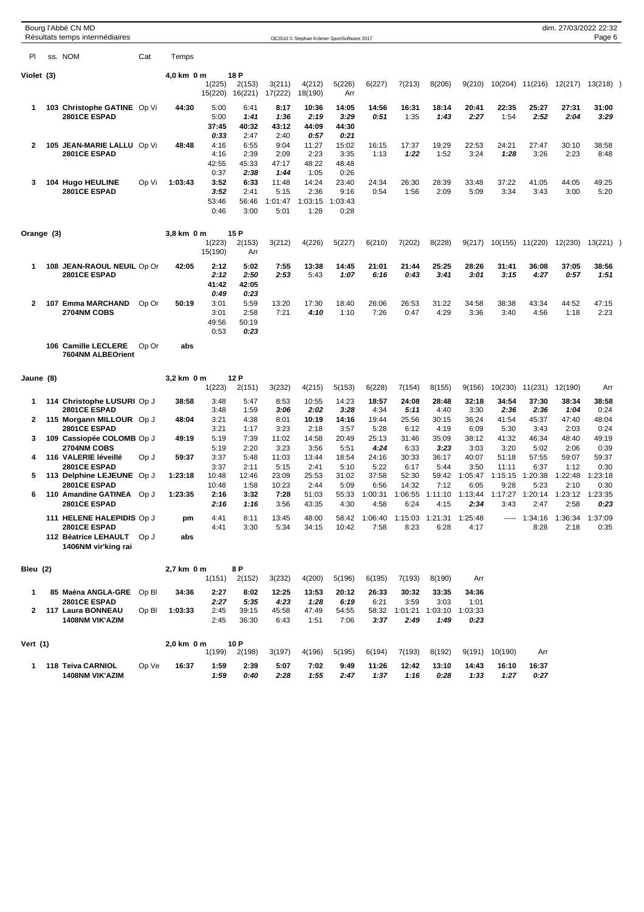Bourg l'Abbé CN MD
Résultats temps intermédiaires

OE2010 © Stephan Krämer SportSoftware 2017

dim. 27/03/2022 22:32

## Violet (3) — 4,0 km 0 m 18 P

| Pl | ss. NOM | Cat | Temps | 1(225) | 2(153) | 3(211) | 4(212) | 5(226) | 6(227) | 7(213) | 8(206) | 9(210) | 10(204) | 11(216) | 12(217) | 13(218) |
|---|---|---|---|---|---|---|---|---|---|---|---|---|---|---|---|---|
| | | | | 15(220) | 16(221) | 17(222) | 18(190) | Arr | | | | | | | | |
| 1 | 103 Christophe GATINE 2801CE ESPAD | Op Vi | 44:30 | 5:00 | 6:41 | 8:17 | 10:36 | 14:05 | 14:56 | 16:31 | 18:14 | 20:41 | 22:35 | 25:27 | 27:31 | 31:00 |
| | | | | 5:00 | 1:41 | 1:36 | 2:19 | 3:29 | 0:51 | 1:35 | 1:43 | 2:27 | 1:54 | 2:52 | 2:04 | 3:29 |
| | | | | 37:45 | 40:32 | 43:12 | 44:09 | 44:30 | | | | | | | | |
| | | | | 0:33 | 2:47 | 2:40 | 0:57 | 0:21 | | | | | | | | |
| 2 | 105 JEAN-MARIE LALLU 2801CE ESPAD | Op Vi | 48:48 | 4:16 | 6:55 | 9:04 | 11:27 | 15:02 | 16:15 | 17:37 | 19:29 | 22:53 | 24:21 | 27:47 | 30:10 | 38:58 |
| | | | | 4:16 | 2:39 | 2:09 | 2:23 | 3:35 | 1:13 | 1:22 | 1:52 | 3:24 | 1:28 | 3:26 | 2:23 | 8:48 |
| | | | | 42:55 | 45:33 | 47:17 | 48:22 | 48:48 | | | | | | | | |
| | | | | 0:37 | 2:38 | 1:44 | 1:05 | 0:26 | | | | | | | | |
| 3 | 104 Hugo HEULINE 2801CE ESPAD | Op Vi | 1:03:43 | 3:52 | 6:33 | 11:48 | 14:24 | 23:40 | 24:34 | 26:30 | 28:39 | 33:48 | 37:22 | 41:05 | 44:05 | 49:25 |
| | | | | 3:52 | 2:41 | 5:15 | 2:36 | 9:16 | 0:54 | 1:56 | 2:09 | 5:09 | 3:34 | 3:43 | 3:00 | 5:20 |
| | | | | 53:46 | 56:46 | 1:01:47 | 1:03:15 | 1:03:43 | | | | | | | | |
| | | | | 0:46 | 3:00 | 5:01 | 1:28 | 0:28 | | | | | | | | |

## Orange (3) — 3,8 km 0 m 15 P

| Pl | ss. NOM | Cat | Temps | 1(223) | 2(153) | 3(212) | 4(226) | 5(227) | 6(210) | 7(202) | 8(228) | 9(217) | 10(155) | 11(220) | 12(230) | 13(221) |
|---|---|---|---|---|---|---|---|---|---|---|---|---|---|---|---|---|
| | | | | 15(190) | Arr | | | | | | | | | | | |
| 1 | 108 JEAN-RAOUL NEUIL 2801CE ESPAD | Op Or | 42:05 | 2:12 | 5:02 | 7:55 | 13:38 | 14:45 | 21:01 | 21:44 | 25:25 | 28:26 | 31:41 | 36:08 | 37:05 | 38:56 |
| | | | | 2:12 | 2:50 | 2:53 | 5:43 | 1:07 | 6:16 | 0:43 | 3:41 | 3:01 | 3:15 | 4:27 | 0:57 | 1:51 |
| | | | | 41:42 | 42:05 | | | | | | | | | | | |
| | | | | 0:49 | 0:23 | | | | | | | | | | | |
| 2 | 107 Emma MARCHAND 2704NM COBS | Op Or | 50:19 | 3:01 | 5:59 | 13:20 | 17:30 | 18:40 | 26:06 | 26:53 | 31:22 | 34:58 | 38:38 | 43:34 | 44:52 | 47:15 |
| | | | | 3:01 | 2:58 | 7:21 | 4:10 | 1:10 | 7:26 | 0:47 | 4:29 | 3:36 | 3:40 | 4:56 | 1:18 | 2:23 |
| | | | | 49:56 | 50:19 | | | | | | | | | | | |
| | | | | 0:53 | 0:23 | | | | | | | | | | | |
| | 106 Camille LECLERE 7604NM ALBEOrient | Op Or | abs | | | | | | | | | | | | | |

## Jaune (8) — 3,2 km 0 m 12 P

| Pl | ss. NOM | Cat | Temps | 1(223) | 2(151) | 3(232) | 4(215) | 5(153) | 6(228) | 7(154) | 8(155) | 9(156) | 10(230) | 11(231) | 12(190) | Arr |
|---|---|---|---|---|---|---|---|---|---|---|---|---|---|---|---|---|
| 1 | 114 Christophe LUSURI 2801CE ESPAD | Op J | 38:58 | 3:48 | 5:47 | 8:53 | 10:55 | 14:23 | 18:57 | 24:08 | 28:48 | 32:18 | 34:54 | 37:30 | 38:34 | 38:58 |
| | | | | 3:48 | 1:59 | 3:06 | 2:02 | 3:28 | 4:34 | 5:11 | 4:40 | 3:30 | 2:36 | 2:36 | 1:04 | 0:24 |
| 2 | 115 Morgann MILLOUR 2801CE ESPAD | Op J | 48:04 | 3:21 | 4:38 | 8:01 | 10:19 | 14:16 | 19:44 | 25:56 | 30:15 | 36:24 | 41:54 | 45:37 | 47:40 | 48:04 |
| | | | | 3:21 | 1:17 | 3:23 | 2:18 | 3:57 | 5:28 | 6:12 | 4:19 | 6:09 | 5:30 | 3:43 | 2:03 | 0:24 |
| 3 | 109 Cassiopée COLOMB 2704NM COBS | Op J | 49:19 | 5:19 | 7:39 | 11:02 | 14:58 | 20:49 | 25:13 | 31:46 | 35:09 | 38:12 | 41:32 | 46:34 | 48:40 | 49:19 |
| | | | | 5:19 | 2:20 | 3:23 | 3:56 | 5:51 | 4:24 | 6:33 | 3:23 | 3:03 | 3:20 | 5:02 | 2:06 | 0:39 |
| 4 | 116 VALERIE léveillé 2801CE ESPAD | Op J | 59:37 | 3:37 | 5:48 | 11:03 | 13:44 | 18:54 | 24:16 | 30:33 | 36:17 | 40:07 | 51:18 | 57:55 | 59:07 | 59:37 |
| | | | | 3:37 | 2:11 | 5:15 | 2:41 | 5:10 | 5:22 | 6:17 | 5:44 | 3:50 | 11:11 | 6:37 | 1:12 | 0:30 |
| 5 | 113 Delphine LEJEUNE 2801CE ESPAD | Op J | 1:23:18 | 10:48 | 12:46 | 23:09 | 25:53 | 31:02 | 37:58 | 52:30 | 59:42 | 1:05:47 | 1:15:15 | 1:20:38 | 1:22:48 | 1:23:18 |
| | | | | 10:48 | 1:58 | 10:23 | 2:44 | 5:09 | 6:56 | 14:32 | 7:12 | 6:05 | 9:28 | 5:23 | 2:10 | 0:30 |
| 6 | 110 Amandine GATINEA 2801CE ESPAD | Op J | 1:23:35 | 2:16 | 3:32 | 7:28 | 51:03 | 55:33 | 1:00:31 | 1:06:55 | 1:11:10 | 1:13:44 | 1:17:27 | 1:20:14 | 1:23:12 | 1:23:35 |
| | | | | 2:16 | 1:16 | 3:56 | 43:35 | 4:30 | 4:58 | 6:24 | 4:15 | 2:34 | 3:43 | 2:47 | 2:58 | 0:23 |
| | 111 HELENE HALEPIDIS 2801CE ESPAD | Op J | pm | 4:41 | 8:11 | 13:45 | 48:00 | 58:42 | 1:06:40 | 1:15:03 | 1:21:31 | 1:25:48 | ----- | 1:34:16 | 1:36:34 | 1:37:09 |
| | | | | 4:41 | 3:30 | 5:34 | 34:15 | 10:42 | 7:58 | 8:23 | 6:28 | 4:17 | | 8:28 | 2:18 | 0:35 |
| | 112 Béatrice LEHAULT 1406NM vir'king rai | Op J | abs | | | | | | | | | | | | | |

## Bleu (2) — 2,7 km 0 m 8 P

| Pl | ss. NOM | Cat | Temps | 1(151) | 2(152) | 3(232) | 4(200) | 5(196) | 6(195) | 7(193) | 8(190) | Arr |
|---|---|---|---|---|---|---|---|---|---|---|---|---|
| 1 | 85 Maéna ANGLA-GRE 2801CE ESPAD | Op Bl | 34:36 | 2:27 | 8:02 | 12:25 | 13:53 | 20:12 | 26:33 | 30:32 | 33:35 | 34:36 |
| | | | | 2:27 | 5:35 | 4:23 | 1:28 | 6:19 | 6:21 | 3:59 | 3:03 | 1:01 |
| 2 | 117 Laura BONNEAU 1408NM VIK'AZIM | Op Bl | 1:03:33 | 2:45 | 39:15 | 45:58 | 47:49 | 54:55 | 58:32 | 1:01:21 | 1:03:10 | 1:03:33 |
| | | | | 2:45 | 36:30 | 6:43 | 1:51 | 7:06 | 3:37 | 2:49 | 1:49 | 0:23 |

## Vert (1) — 2,0 km 0 m 10 P

| Pl | ss. NOM | Cat | Temps | 1(199) | 2(198) | 3(197) | 4(196) | 5(195) | 6(194) | 7(193) | 8(192) | 9(191) | 10(190) | Arr |
|---|---|---|---|---|---|---|---|---|---|---|---|---|---|---|
| 1 | 118 Teiva CARNIOL 1408NM VIK'AZIM | Op Ve | 16:37 | 1:59 | 2:39 | 5:07 | 7:02 | 9:49 | 11:26 | 12:42 | 13:10 | 14:43 | 16:10 | 16:37 |
| | | | | 1:59 | 0:40 | 2:28 | 1:55 | 2:47 | 1:37 | 1:16 | 0:28 | 1:33 | 1:27 | 0:27 |